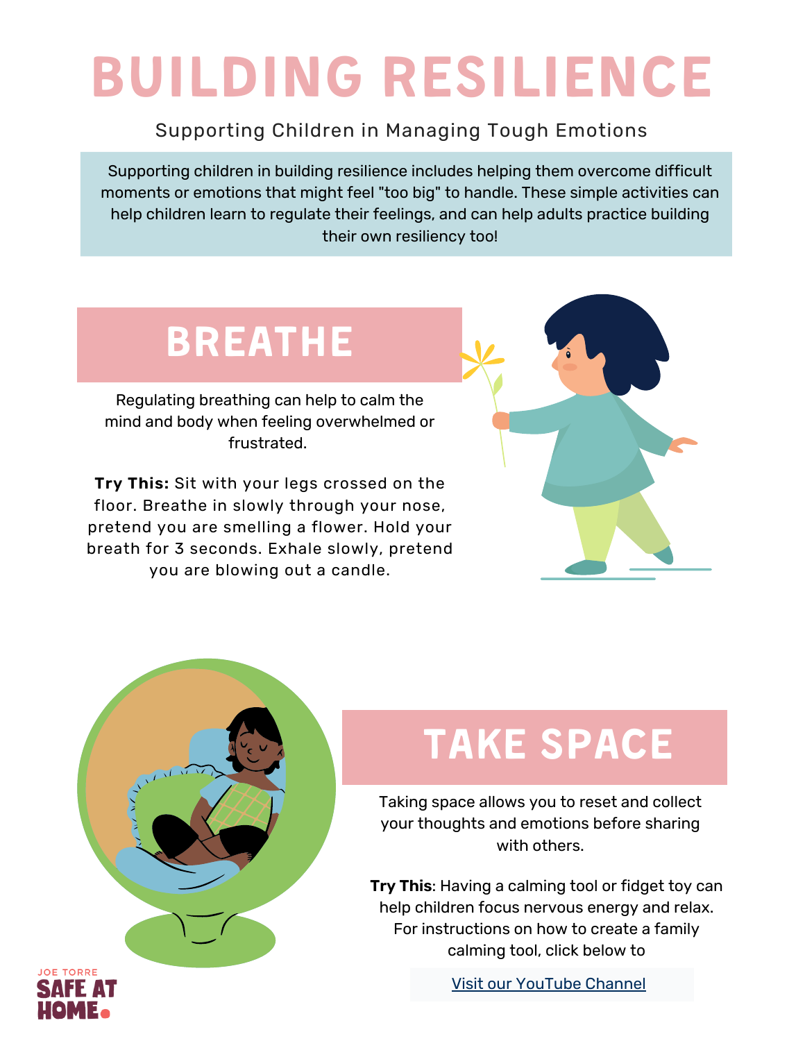# BUILDING RESILIENCE

Supporting Children in Managing Tough Emotions

Supporting children in building resilience includes helping them overcome difficult moments or emotions that might feel "too big" to handle. These simple activities can help children learn to regulate their feelings, and can help adults practice building their own resiliency too!

## BREATHE

Regulating breathing can help to calm the mind and body when feeling overwhelmed or frustrated.

**Try This:** Sit with your legs crossed on the floor. Breathe in slowly through your nose, pretend you are smelling a flower. Hold your breath for 3 seconds. Exhale slowly, pretend you are blowing out a candle.

## TAKE SPACE

Taking space allows you to reset and collect your thoughts and emotions before sharing with others.

**Try This**: Having a calming tool or fidget toy can help children focus nervous energy and relax. For instructions on how to create a family calming tool, click below to

Visit our YouTube Channel

JOE TORRE SAFE AT HOME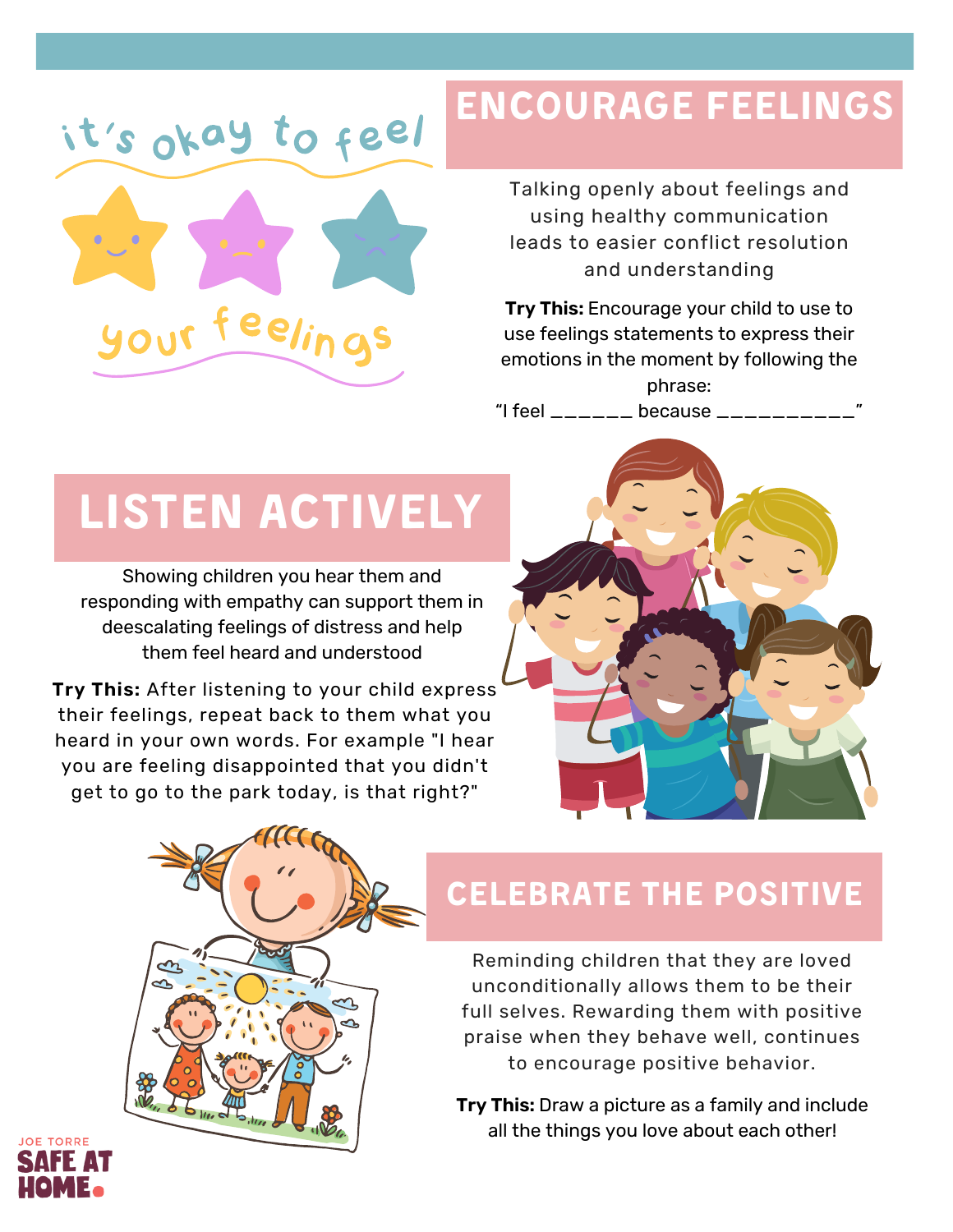it's okay to feel your feelings

## ENCOURAGE FEELINGS

Talking openly about feelings and using healthy communication leads to easier conflict resolution and understanding

**Try This:** Encourage your child to use to use feelings statements to express their emotions in the moment by following the phrase:
"I feel ______ because __________"

## LISTEN ACTIVELY

Showing children you hear them and responding with empathy can support them in deescalating feelings of distress and help them feel heard and understood

**Try This:** After listening to your child express their feelings, repeat back to them what you heard in your own words. For example "I hear you are feeling disappointed that you didn't get to go to the park today, is that right?"

## CELEBRATE THE POSITIVE

Reminding children that they are loved unconditionally allows them to be their full selves. Rewarding them with positive praise when they behave well, continues to encourage positive behavior.

**Try This:** Draw a picture as a family and include all the things you love about each other!

JOE TORRE SAFE AT HOME